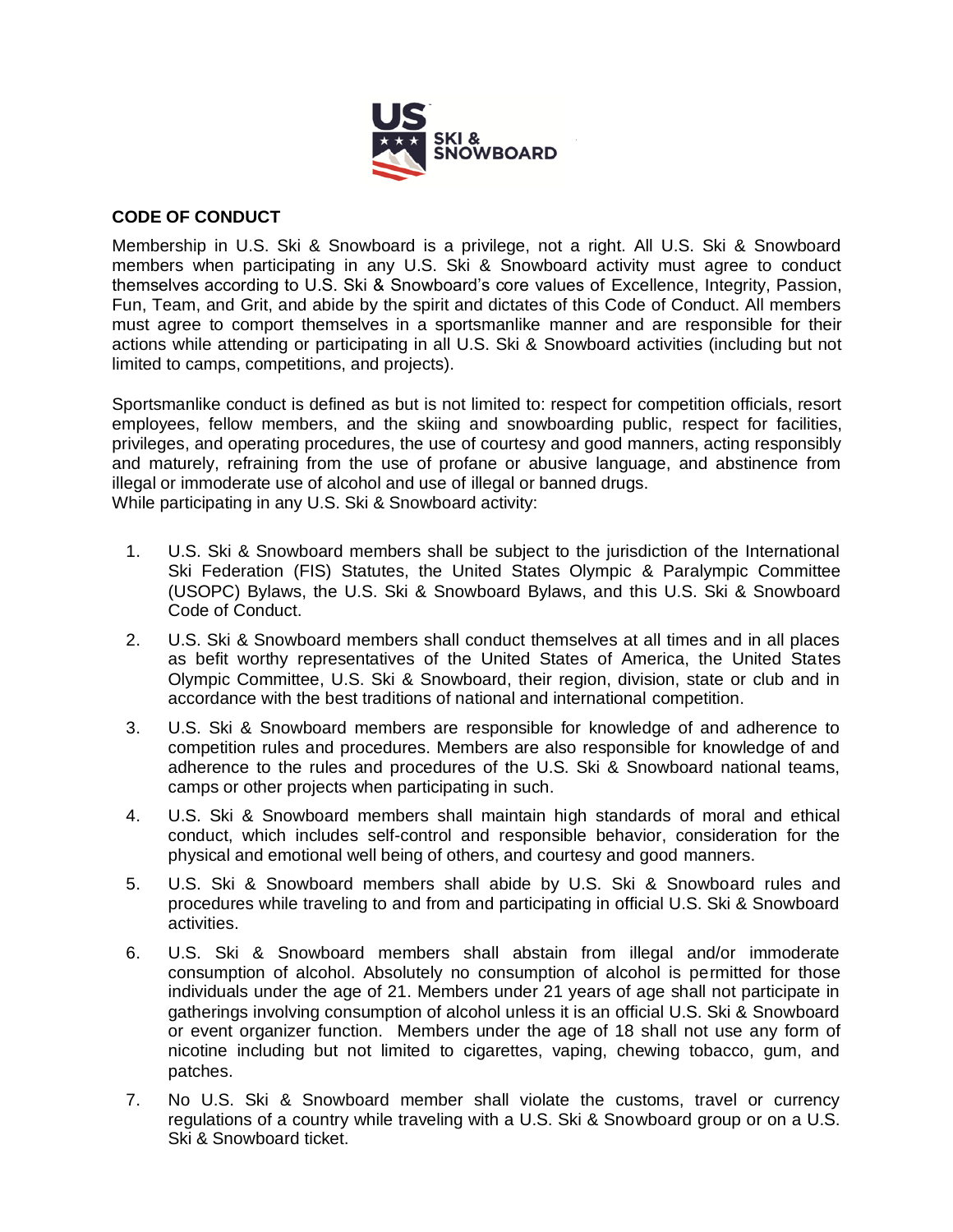## CODE OF CONDUCT

Membership in U.S. Ski & Snowboard is a privilege, not a right. All U.S. Ski & Snowboard members when participating in any U.S. Ski & Snowboard activity must agree to conduct themselves according to U.S. Ski & Snowboard's core values of Excellence, Integrity, Passion, Fun, Team, and Grit, and abide by the spirit and dictates of this Code of Conduct. All members must agree to comport themselves in a sportsmanlike manner and are responsible for their actions while attending or participating in all U.S. Ski & Snowboard activities (including but not limited to camps, competitions, and projects).

Sportsmanlike conduct is defined as but is not limited to: respect for competition officials, resort employees, fellow members, and the skiing and snowboarding public, respect for facilities, privileges, and operating procedures, the use of courtesy and good manners, acting responsibly and maturely, refraining from the use of profane or abusive language, and abstinence from illegal or immoderate use of alcohol and use of illegal or banned drugs.
While participating in any U.S. Ski & Snowboard activity:

1. U.S. Ski & Snowboard members shall be subject to the jurisdiction of the International Ski Federation (FIS) Statutes, the United States Olympic & Paralympic Committee (USOPC) Bylaws, the U.S. Ski & Snowboard Bylaws, and this U.S. Ski & Snowboard Code of Conduct.
2. U.S. Ski & Snowboard members shall conduct themselves at all times and in all places as befit worthy representatives of the United States of America, the United States Olympic Committee, U.S. Ski & Snowboard, their region, division, state or club and in accordance with the best traditions of national and international competition.
3. U.S. Ski & Snowboard members are responsible for knowledge of and adherence to competition rules and procedures. Members are also responsible for knowledge of and adherence to the rules and procedures of the U.S. Ski & Snowboard national teams, camps or other projects when participating in such.
4. U.S. Ski & Snowboard members shall maintain high standards of moral and ethical conduct, which includes self-control and responsible behavior, consideration for the physical and emotional well being of others, and courtesy and good manners.
5. U.S. Ski & Snowboard members shall abide by U.S. Ski & Snowboard rules and procedures while traveling to and from and participating in official U.S. Ski & Snowboard activities.
6. U.S. Ski & Snowboard members shall abstain from illegal and/or immoderate consumption of alcohol. Absolutely no consumption of alcohol is permitted for those individuals under the age of 21. Members under 21 years of age shall not participate in gatherings involving consumption of alcohol unless it is an official U.S. Ski & Snowboard or event organizer function. Members under the age of 18 shall not use any form of nicotine including but not limited to cigarettes, vaping, chewing tobacco, gum, and patches.
7. No U.S. Ski & Snowboard member shall violate the customs, travel or currency regulations of a country while traveling with a U.S. Ski & Snowboard group or on a U.S. Ski & Snowboard ticket.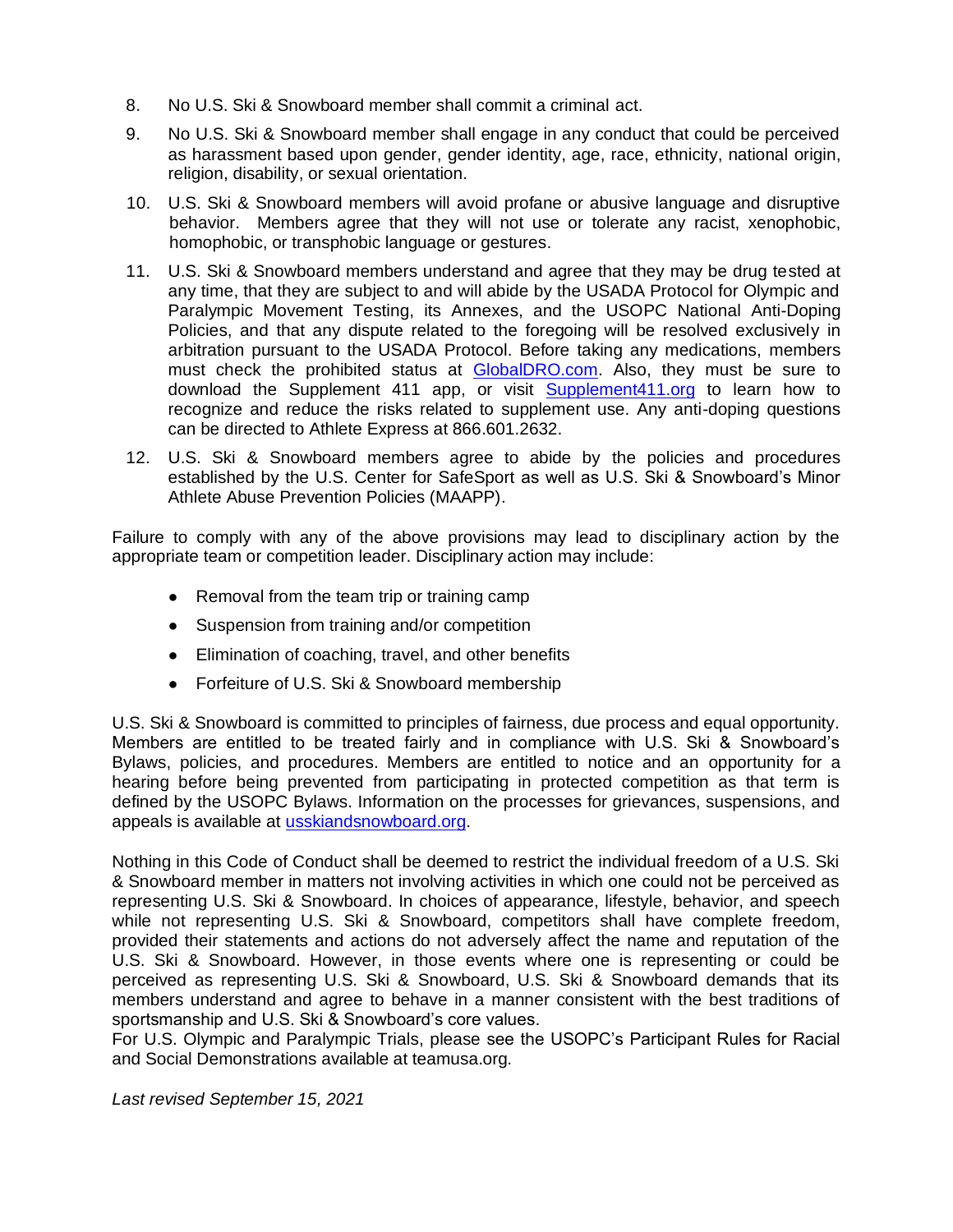8. No U.S. Ski & Snowboard member shall commit a criminal act.
9. No U.S. Ski & Snowboard member shall engage in any conduct that could be perceived as harassment based upon gender, gender identity, age, race, ethnicity, national origin, religion, disability, or sexual orientation.
10. U.S. Ski & Snowboard members will avoid profane or abusive language and disruptive behavior. Members agree that they will not use or tolerate any racist, xenophobic, homophobic, or transphobic language or gestures.
11. U.S. Ski & Snowboard members understand and agree that they may be drug tested at any time, that they are subject to and will abide by the USADA Protocol for Olympic and Paralympic Movement Testing, its Annexes, and the USOPC National Anti-Doping Policies, and that any dispute related to the foregoing will be resolved exclusively in arbitration pursuant to the USADA Protocol. Before taking any medications, members must check the prohibited status at [GlobalDRO.com](GlobalDRO.com). Also, they must be sure to download the Supplement 411 app, or visit [Supplement411.org](Supplement411.org) to learn how to recognize and reduce the risks related to supplement use. Any anti-doping questions can be directed to Athlete Express at 866.601.2632.
12. U.S. Ski & Snowboard members agree to abide by the policies and procedures established by the U.S. Center for SafeSport as well as U.S. Ski & Snowboard's Minor Athlete Abuse Prevention Policies (MAAPP).

Failure to comply with any of the above provisions may lead to disciplinary action by the appropriate team or competition leader. Disciplinary action may include:

- Removal from the team trip or training camp
- Suspension from training and/or competition
- Elimination of coaching, travel, and other benefits
- Forfeiture of U.S. Ski & Snowboard membership

U.S. Ski & Snowboard is committed to principles of fairness, due process and equal opportunity. Members are entitled to be treated fairly and in compliance with U.S. Ski & Snowboard's Bylaws, policies, and procedures. Members are entitled to notice and an opportunity for a hearing before being prevented from participating in protected competition as that term is defined by the USOPC Bylaws. Information on the processes for grievances, suspensions, and appeals is available at [usskiandsnowboard.org](usskiandsnowboard.org).

Nothing in this Code of Conduct shall be deemed to restrict the individual freedom of a U.S. Ski & Snowboard member in matters not involving activities in which one could not be perceived as representing U.S. Ski & Snowboard. In choices of appearance, lifestyle, behavior, and speech while not representing U.S. Ski & Snowboard, competitors shall have complete freedom, provided their statements and actions do not adversely affect the name and reputation of the U.S. Ski & Snowboard. However, in those events where one is representing or could be perceived as representing U.S. Ski & Snowboard, U.S. Ski & Snowboard demands that its members understand and agree to behave in a manner consistent with the best traditions of sportsmanship and U.S. Ski & Snowboard's core values.
For U.S. Olympic and Paralympic Trials, please see the USOPC's Participant Rules for Racial and Social Demonstrations available at teamusa.org.

*Last revised September 15, 2021*